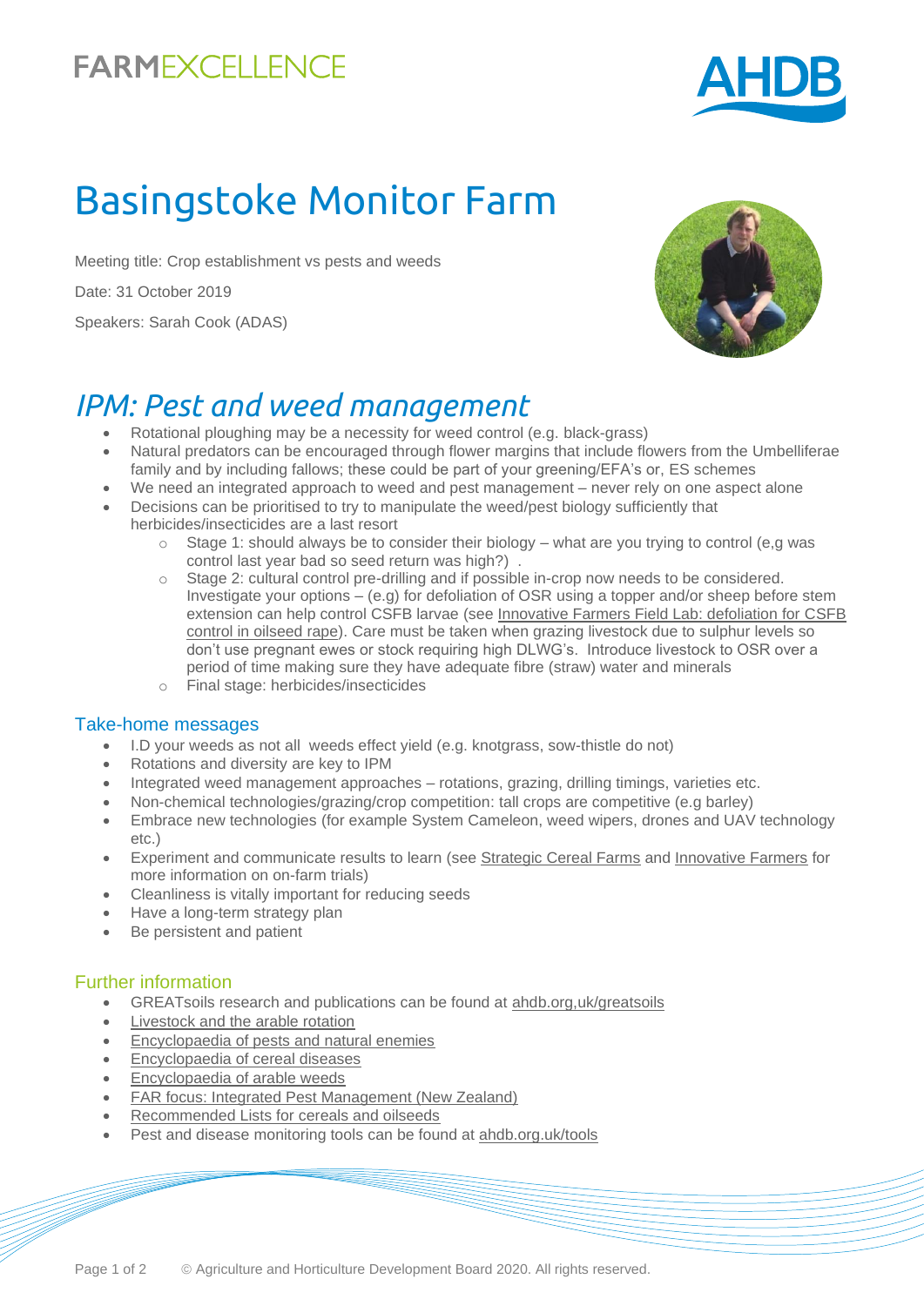FARMEXCELLENCE

AHDB

# Basingstoke Monitor Farm

Meeting title: Crop establishment vs pests and weeds

Date: 31 October 2019

Speakers: Sarah Cook (ADAS)

## *IPM: Pest and weed management*

- Rotational ploughing may be a necessity for weed control (e.g. black-grass)
- Natural predators can be encouraged through flower margins that include flowers from the Umbelliferae family and by including fallows; these could be part of your greening/EFA's or, ES schemes
- We need an integrated approach to weed and pest management – never rely on one aspect alone
- Decisions can be prioritised to try to manipulate the weed/pest biology sufficiently that herbicides/insecticides are a last resort
  - Stage 1: should always be to consider their biology – what are you trying to control (e,g was control last year bad so seed return was high?) .
  - Stage 2: cultural control pre-drilling and if possible in-crop now needs to be considered. Investigate your options – (e.g) for defoliation of OSR using a topper and/or sheep before stem extension can help control CSFB larvae (see Innovative Farmers Field Lab: defoliation for CSFB control in oilseed rape). Care must be taken when grazing livestock due to sulphur levels so don't use pregnant ewes or stock requiring high DLWG's. Introduce livestock to OSR over a period of time making sure they have adequate fibre (straw) water and minerals
  - Final stage: herbicides/insecticides

### Take-home messages

- I.D your weeds as not all weeds effect yield (e.g. knotgrass, sow-thistle do not)
- Rotations and diversity are key to IPM
- Integrated weed management approaches – rotations, grazing, drilling timings, varieties etc.
- Non-chemical technologies/grazing/crop competition: tall crops are competitive (e.g barley)
- Embrace new technologies (for example System Cameleon, weed wipers, drones and UAV technology etc.)
- Experiment and communicate results to learn (see Strategic Cereal Farms and Innovative Farmers for more information on on-farm trials)
- Cleanliness is vitally important for reducing seeds
- Have a long-term strategy plan
- Be persistent and patient

### Further information

- GREATsoils research and publications can be found at ahdb.org,uk/greatsoils
- Livestock and the arable rotation
- Encyclopaedia of pests and natural enemies
- Encyclopaedia of cereal diseases
- Encyclopaedia of arable weeds
- FAR focus: Integrated Pest Management (New Zealand)
- Recommended Lists for cereals and oilseeds
- Pest and disease monitoring tools can be found at ahdb.org.uk/tools

© Agriculture and Horticulture Development Board 2020. All rights reserved.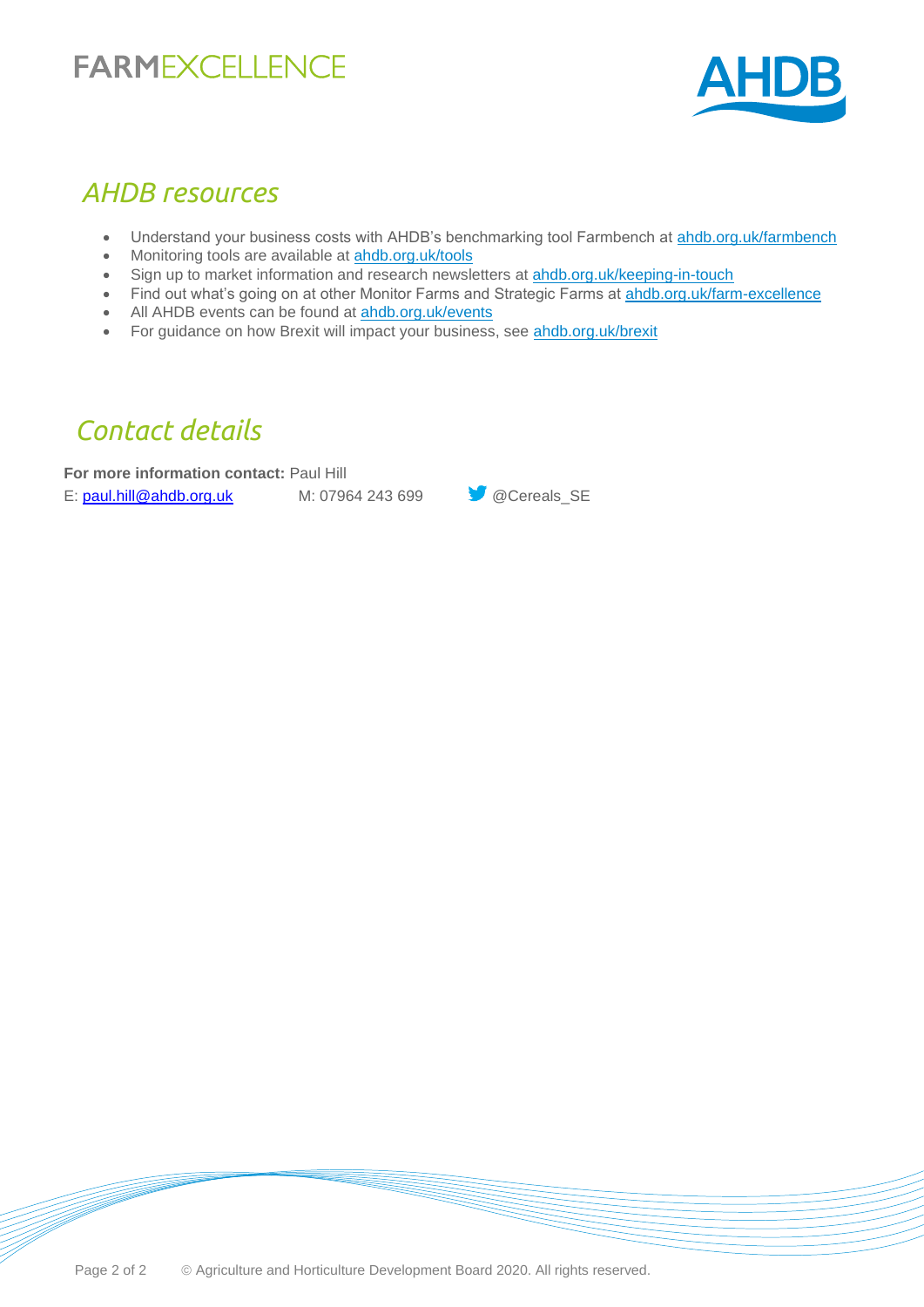## AHDB resources

- Understand your business costs with AHDB's benchmarking tool Farmbench at ahdb.org.uk/farmbench
- Monitoring tools are available at ahdb.org.uk/tools
- Sign up to market information and research newsletters at ahdb.org.uk/keeping-in-touch
- Find out what's going on at other Monitor Farms and Strategic Farms at ahdb.org.uk/farm-excellence
- All AHDB events can be found at ahdb.org.uk/events
- For guidance on how Brexit will impact your business, see ahdb.org.uk/brexit

## Contact details

**For more information contact:** Paul Hill

E: paul.hill@ahdb.org.uk M: 07964 243 699 @Cereals_SE

© Agriculture and Horticulture Development Board 2020. All rights reserved.